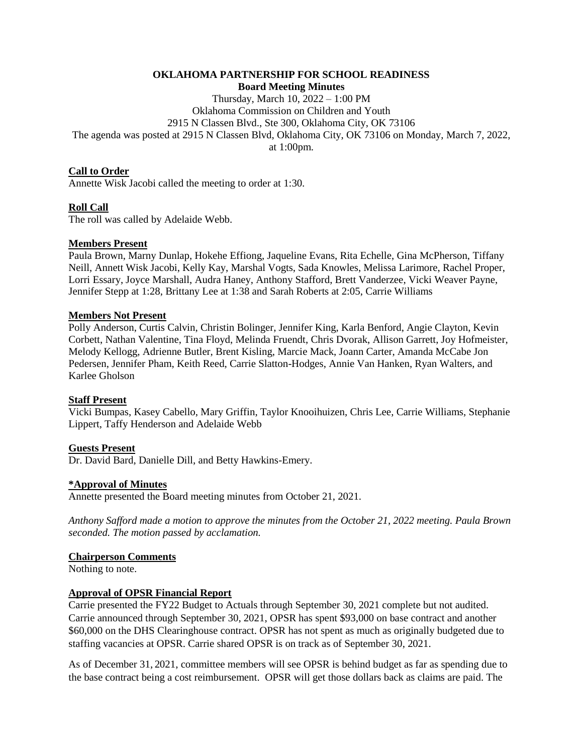# OKLAHOMA PARTNERSHIP FOR SCHOOL READINESS

## Board Meeting Minutes

Thursday, March 10, 2022 – 1:00 PM
Oklahoma Commission on Children and Youth
2915 N Classen Blvd., Ste 300, Oklahoma City, OK 73106
The agenda was posted at 2915 N Classen Blvd, Oklahoma City, OK 73106 on Monday, March 7, 2022, at 1:00pm.

**Call to Order**

Annette Wisk Jacobi called the meeting to order at 1:30.

**Roll Call**

The roll was called by Adelaide Webb.

**Members Present**

Paula Brown, Marny Dunlap, Hokehe Effiong, Jaqueline Evans, Rita Echelle, Gina McPherson, Tiffany Neill, Annett Wisk Jacobi, Kelly Kay, Marshal Vogts, Sada Knowles, Melissa Larimore, Rachel Proper, Lorri Essary, Joyce Marshall, Audra Haney, Anthony Stafford, Brett Vanderzee, Vicki Weaver Payne, Jennifer Stepp at 1:28, Brittany Lee at 1:38 and Sarah Roberts at 2:05, Carrie Williams

**Members Not Present**

Polly Anderson, Curtis Calvin, Christin Bolinger, Jennifer King, Karla Benford, Angie Clayton, Kevin Corbett, Nathan Valentine, Tina Floyd, Melinda Fruendt, Chris Dvorak, Allison Garrett, Joy Hofmeister, Melody Kellogg, Adrienne Butler, Brent Kisling, Marcie Mack, Joann Carter, Amanda McCabe Jon Pedersen, Jennifer Pham, Keith Reed, Carrie Slatton-Hodges, Annie Van Hanken, Ryan Walters, and Karlee Gholson

**Staff Present**

Vicki Bumpas, Kasey Cabello, Mary Griffin, Taylor Knooihuizen, Chris Lee, Carrie Williams, Stephanie Lippert, Taffy Henderson and Adelaide Webb

**Guests Present**

Dr. David Bard, Danielle Dill, and Betty Hawkins-Emery.

**\*Approval of Minutes**

Annette presented the Board meeting minutes from October 21, 2021.

*Anthony Safford made a motion to approve the minutes from the October 21, 2022 meeting. Paula Brown seconded. The motion passed by acclamation.*

**Chairperson Comments**

Nothing to note.

**Approval of OPSR Financial Report**

Carrie presented the FY22 Budget to Actuals through September 30, 2021 complete but not audited. Carrie announced through September 30, 2021, OPSR has spent $93,000 on base contract and another $60,000 on the DHS Clearinghouse contract. OPSR has not spent as much as originally budgeted due to staffing vacancies at OPSR. Carrie shared OPSR is on track as of September 30, 2021.

As of December 31, 2021, committee members will see OPSR is behind budget as far as spending due to the base contract being a cost reimbursement. OPSR will get those dollars back as claims are paid. The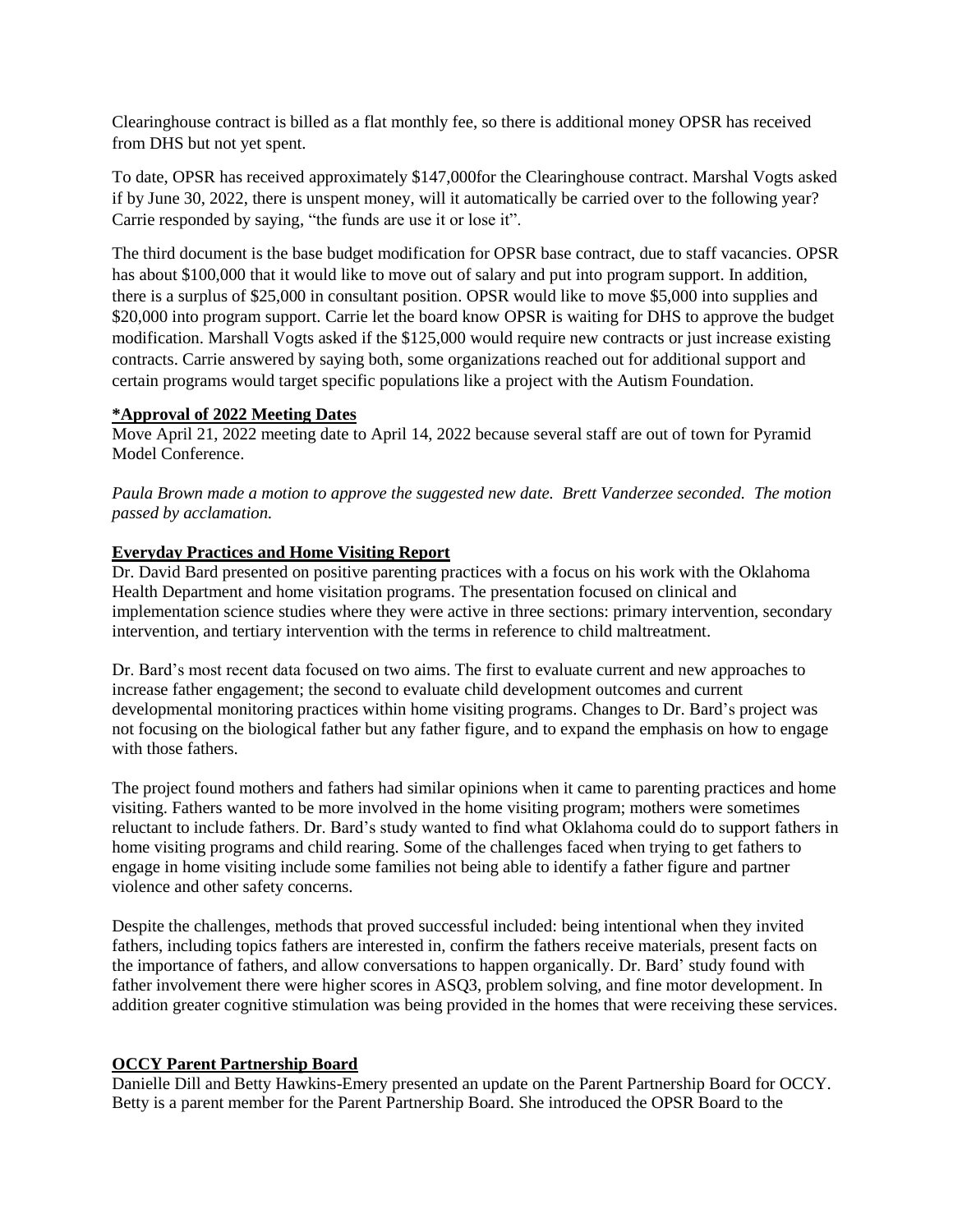Clearinghouse contract is billed as a flat monthly fee, so there is additional money OPSR has received from DHS but not yet spent.

To date, OPSR has received approximately $147,000for the Clearinghouse contract. Marshal Vogts asked if by June 30, 2022, there is unspent money, will it automatically be carried over to the following year? Carrie responded by saying, "the funds are use it or lose it".

The third document is the base budget modification for OPSR base contract, due to staff vacancies. OPSR has about $100,000 that it would like to move out of salary and put into program support. In addition, there is a surplus of $25,000 in consultant position. OPSR would like to move $5,000 into supplies and $20,000 into program support. Carrie let the board know OPSR is waiting for DHS to approve the budget modification. Marshall Vogts asked if the $125,000 would require new contracts or just increase existing contracts. Carrie answered by saying both, some organizations reached out for additional support and certain programs would target specific populations like a project with the Autism Foundation.

**\*Approval of 2022 Meeting Dates**

Move April 21, 2022 meeting date to April 14, 2022 because several staff are out of town for Pyramid Model Conference.

*Paula Brown made a motion to approve the suggested new date. Brett Vanderzee seconded. The motion passed by acclamation.*

**Everyday Practices and Home Visiting Report**

Dr. David Bard presented on positive parenting practices with a focus on his work with the Oklahoma Health Department and home visitation programs. The presentation focused on clinical and implementation science studies where they were active in three sections: primary intervention, secondary intervention, and tertiary intervention with the terms in reference to child maltreatment.

Dr. Bard's most recent data focused on two aims. The first to evaluate current and new approaches to increase father engagement; the second to evaluate child development outcomes and current developmental monitoring practices within home visiting programs. Changes to Dr. Bard's project was not focusing on the biological father but any father figure, and to expand the emphasis on how to engage with those fathers.

The project found mothers and fathers had similar opinions when it came to parenting practices and home visiting. Fathers wanted to be more involved in the home visiting program; mothers were sometimes reluctant to include fathers. Dr. Bard's study wanted to find what Oklahoma could do to support fathers in home visiting programs and child rearing. Some of the challenges faced when trying to get fathers to engage in home visiting include some families not being able to identify a father figure and partner violence and other safety concerns.

Despite the challenges, methods that proved successful included: being intentional when they invited fathers, including topics fathers are interested in, confirm the fathers receive materials, present facts on the importance of fathers, and allow conversations to happen organically. Dr. Bard' study found with father involvement there were higher scores in ASQ3, problem solving, and fine motor development. In addition greater cognitive stimulation was being provided in the homes that were receiving these services.

**OCCY Parent Partnership Board**

Danielle Dill and Betty Hawkins-Emery presented an update on the Parent Partnership Board for OCCY. Betty is a parent member for the Parent Partnership Board. She introduced the OPSR Board to the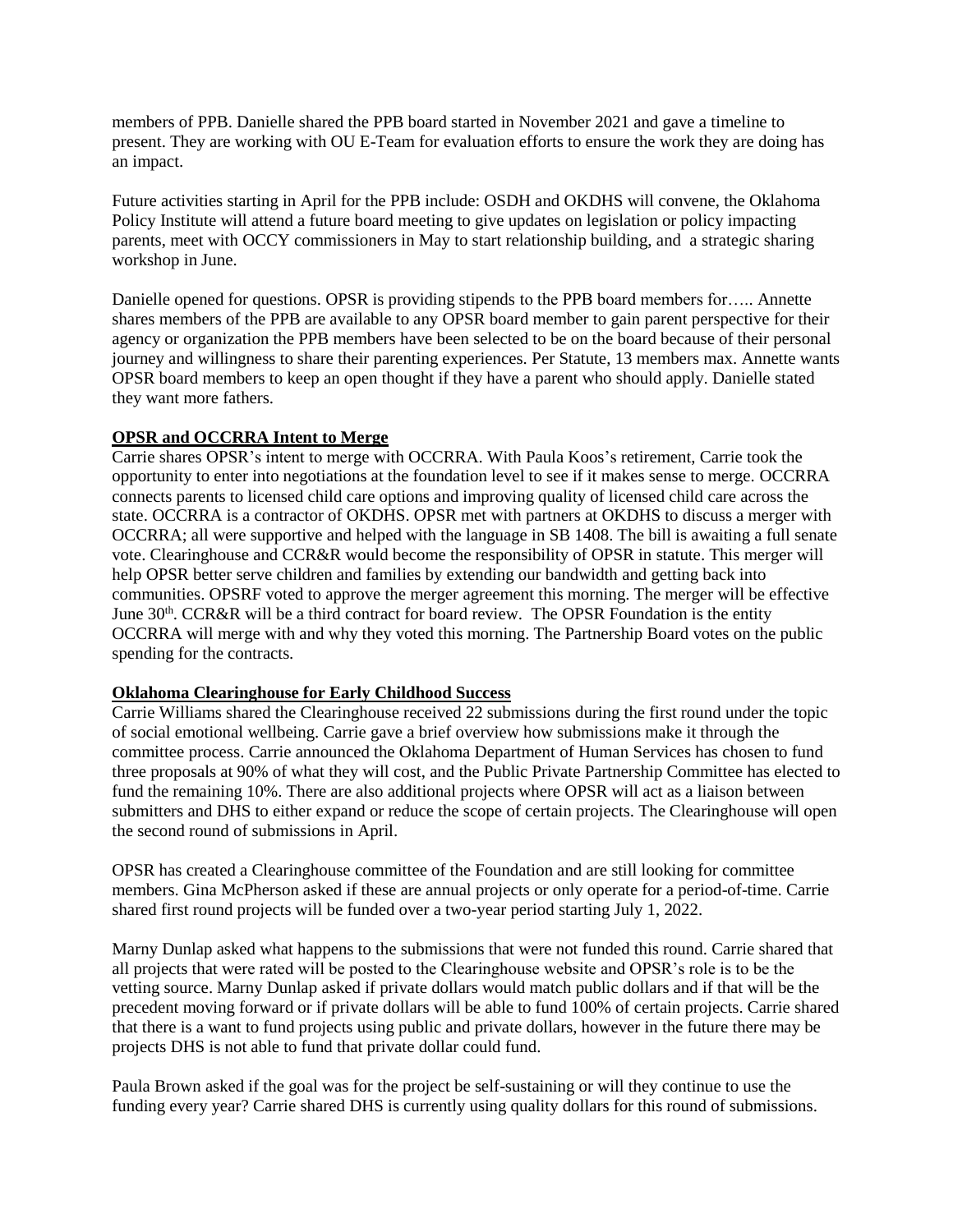members of PPB. Danielle shared the PPB board started in November 2021 and gave a timeline to present. They are working with OU E-Team for evaluation efforts to ensure the work they are doing has an impact.

Future activities starting in April for the PPB include: OSDH and OKDHS will convene, the Oklahoma Policy Institute will attend a future board meeting to give updates on legislation or policy impacting parents, meet with OCCY commissioners in May to start relationship building, and a strategic sharing workshop in June.

Danielle opened for questions. OPSR is providing stipends to the PPB board members for….. Annette shares members of the PPB are available to any OPSR board member to gain parent perspective for their agency or organization the PPB members have been selected to be on the board because of their personal journey and willingness to share their parenting experiences. Per Statute, 13 members max. Annette wants OPSR board members to keep an open thought if they have a parent who should apply. Danielle stated they want more fathers.

**OPSR and OCCRRA Intent to Merge**

Carrie shares OPSR's intent to merge with OCCRRA. With Paula Koos's retirement, Carrie took the opportunity to enter into negotiations at the foundation level to see if it makes sense to merge. OCCRRA connects parents to licensed child care options and improving quality of licensed child care across the state. OCCRRA is a contractor of OKDHS. OPSR met with partners at OKDHS to discuss a merger with OCCRRA; all were supportive and helped with the language in SB 1408. The bill is awaiting a full senate vote. Clearinghouse and CCR&R would become the responsibility of OPSR in statute. This merger will help OPSR better serve children and families by extending our bandwidth and getting back into communities. OPSRF voted to approve the merger agreement this morning. The merger will be effective June 30th. CCR&R will be a third contract for board review. The OPSR Foundation is the entity OCCRRA will merge with and why they voted this morning. The Partnership Board votes on the public spending for the contracts.

**Oklahoma Clearinghouse for Early Childhood Success**

Carrie Williams shared the Clearinghouse received 22 submissions during the first round under the topic of social emotional wellbeing. Carrie gave a brief overview how submissions make it through the committee process. Carrie announced the Oklahoma Department of Human Services has chosen to fund three proposals at 90% of what they will cost, and the Public Private Partnership Committee has elected to fund the remaining 10%. There are also additional projects where OPSR will act as a liaison between submitters and DHS to either expand or reduce the scope of certain projects. The Clearinghouse will open the second round of submissions in April.

OPSR has created a Clearinghouse committee of the Foundation and are still looking for committee members. Gina McPherson asked if these are annual projects or only operate for a period-of-time. Carrie shared first round projects will be funded over a two-year period starting July 1, 2022.

Marny Dunlap asked what happens to the submissions that were not funded this round. Carrie shared that all projects that were rated will be posted to the Clearinghouse website and OPSR's role is to be the vetting source. Marny Dunlap asked if private dollars would match public dollars and if that will be the precedent moving forward or if private dollars will be able to fund 100% of certain projects. Carrie shared that there is a want to fund projects using public and private dollars, however in the future there may be projects DHS is not able to fund that private dollar could fund.

Paula Brown asked if the goal was for the project be self-sustaining or will they continue to use the funding every year? Carrie shared DHS is currently using quality dollars for this round of submissions.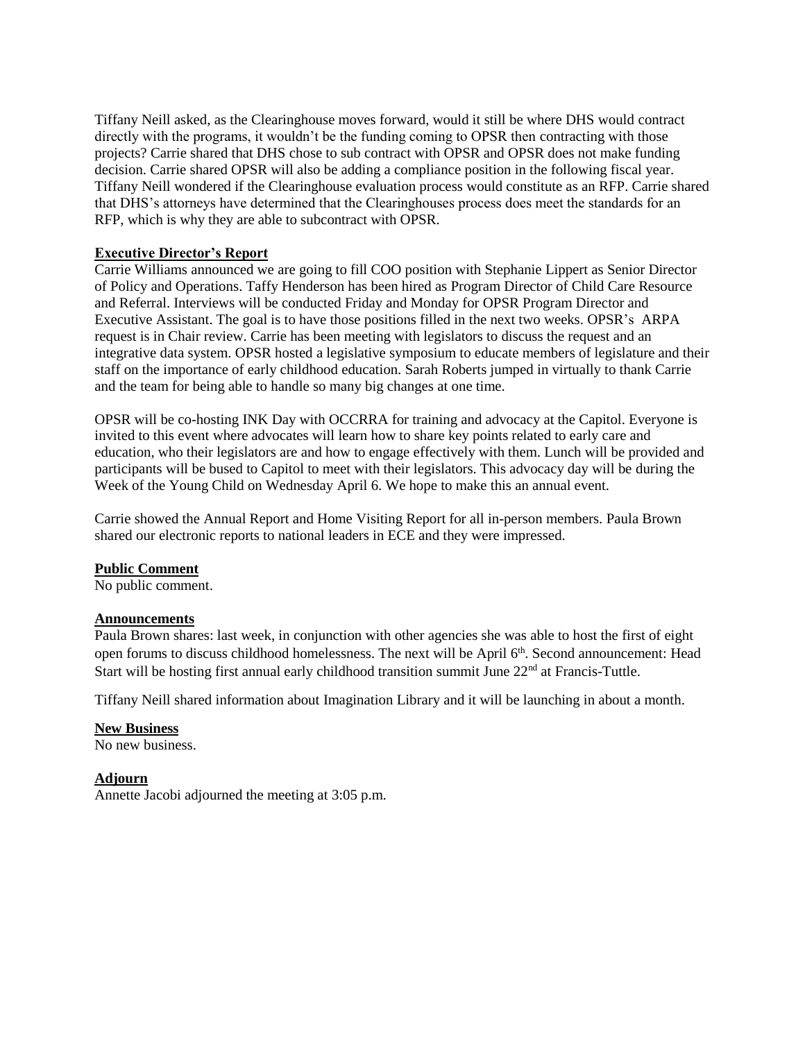Tiffany Neill asked, as the Clearinghouse moves forward, would it still be where DHS would contract directly with the programs, it wouldn't be the funding coming to OPSR then contracting with those projects? Carrie shared that DHS chose to sub contract with OPSR and OPSR does not make funding decision. Carrie shared OPSR will also be adding a compliance position in the following fiscal year. Tiffany Neill wondered if the Clearinghouse evaluation process would constitute as an RFP. Carrie shared that DHS's attorneys have determined that the Clearinghouses process does meet the standards for an RFP, which is why they are able to subcontract with OPSR.

**Executive Director's Report**

Carrie Williams announced we are going to fill COO position with Stephanie Lippert as Senior Director of Policy and Operations. Taffy Henderson has been hired as Program Director of Child Care Resource and Referral. Interviews will be conducted Friday and Monday for OPSR Program Director and Executive Assistant. The goal is to have those positions filled in the next two weeks. OPSR's ARPA request is in Chair review. Carrie has been meeting with legislators to discuss the request and an integrative data system. OPSR hosted a legislative symposium to educate members of legislature and their staff on the importance of early childhood education. Sarah Roberts jumped in virtually to thank Carrie and the team for being able to handle so many big changes at one time.

OPSR will be co-hosting INK Day with OCCRRA for training and advocacy at the Capitol. Everyone is invited to this event where advocates will learn how to share key points related to early care and education, who their legislators are and how to engage effectively with them. Lunch will be provided and participants will be bused to Capitol to meet with their legislators. This advocacy day will be during the Week of the Young Child on Wednesday April 6. We hope to make this an annual event.

Carrie showed the Annual Report and Home Visiting Report for all in-person members. Paula Brown shared our electronic reports to national leaders in ECE and they were impressed.

**Public Comment**

No public comment.

**Announcements**

Paula Brown shares: last week, in conjunction with other agencies she was able to host the first of eight open forums to discuss childhood homelessness. The next will be April 6th. Second announcement: Head Start will be hosting first annual early childhood transition summit June 22nd at Francis-Tuttle.

Tiffany Neill shared information about Imagination Library and it will be launching in about a month.

**New Business**

No new business.

**Adjourn**

Annette Jacobi adjourned the meeting at 3:05 p.m.